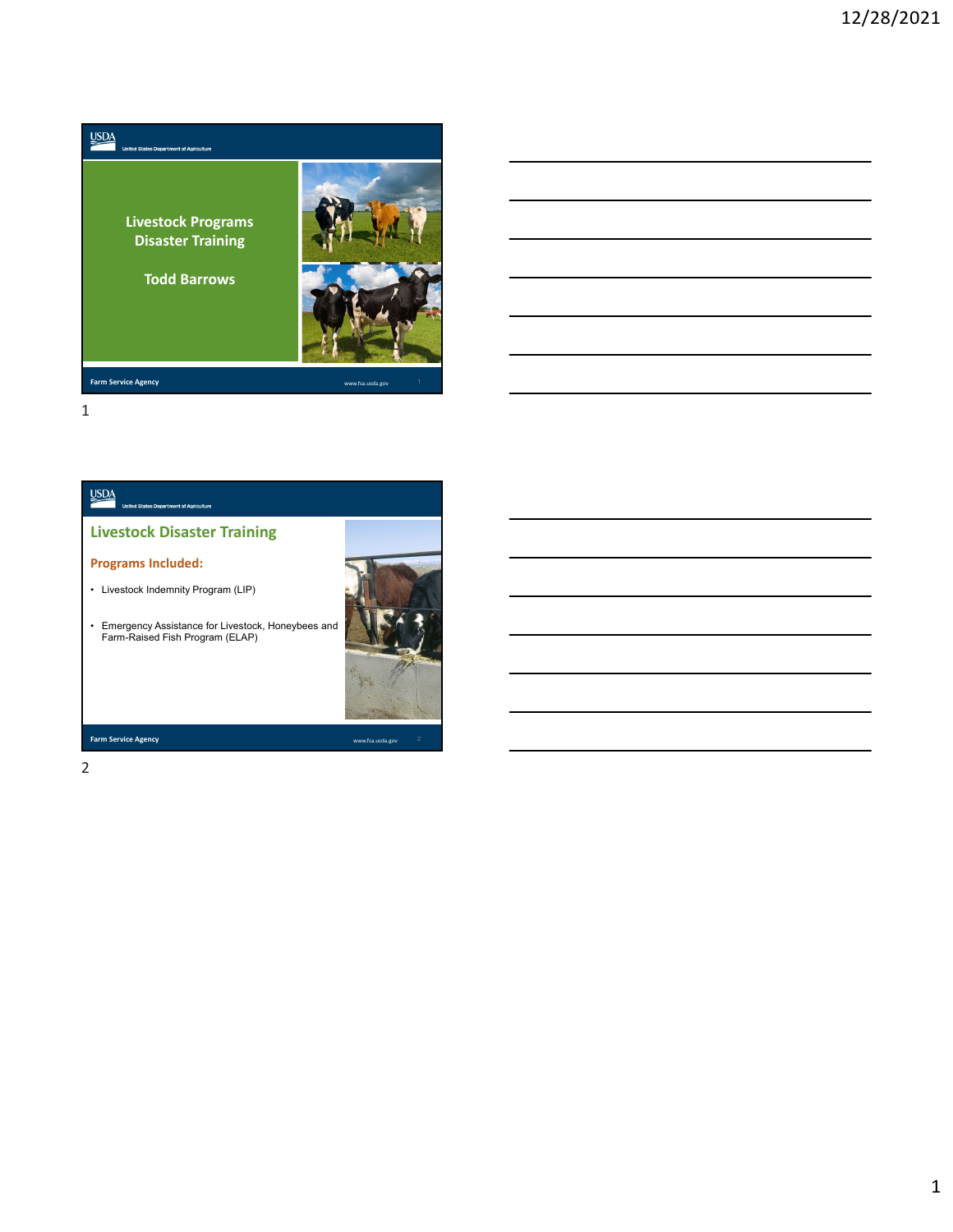# Livestock Programs Disaster Training

**Todd Barrows**

## Livestock Disaster Training

### Programs Included:

- Livestock Indemnity Program (LIP)
- Emergency Assistance for Livestock, Honeybees and Farm-Raised Fish Program (ELAP)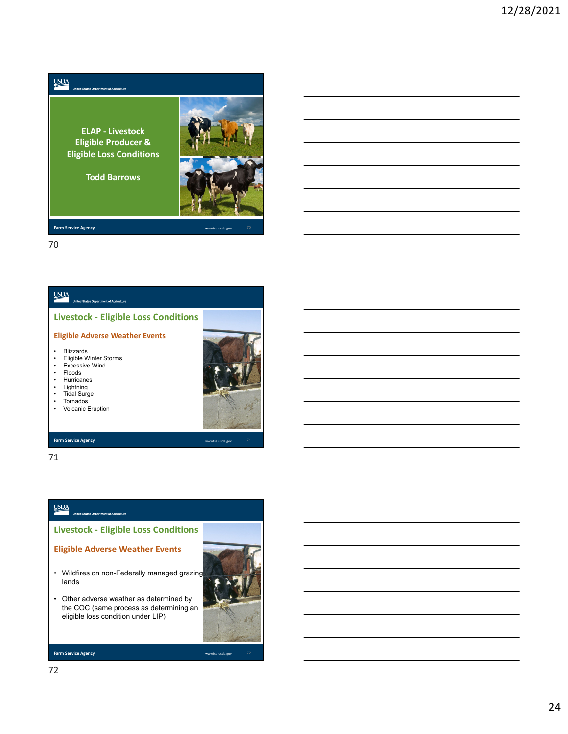## ELAP - Livestock Eligible Producer & Eligible Loss Conditions

**Todd Barrows**

## Livestock - Eligible Loss Conditions

### Eligible Adverse Weather Events

- Blizzards
- Eligible Winter Storms
- Excessive Wind
- Floods
- Hurricanes
- Lightning
- Tidal Surge
- Tornados
- Volcanic Eruption

## Livestock - Eligible Loss Conditions

### Eligible Adverse Weather Events

- Wildfires on non-Federally managed grazing lands
- Other adverse weather as determined by the COC (same process as determining an eligible loss condition under LIP)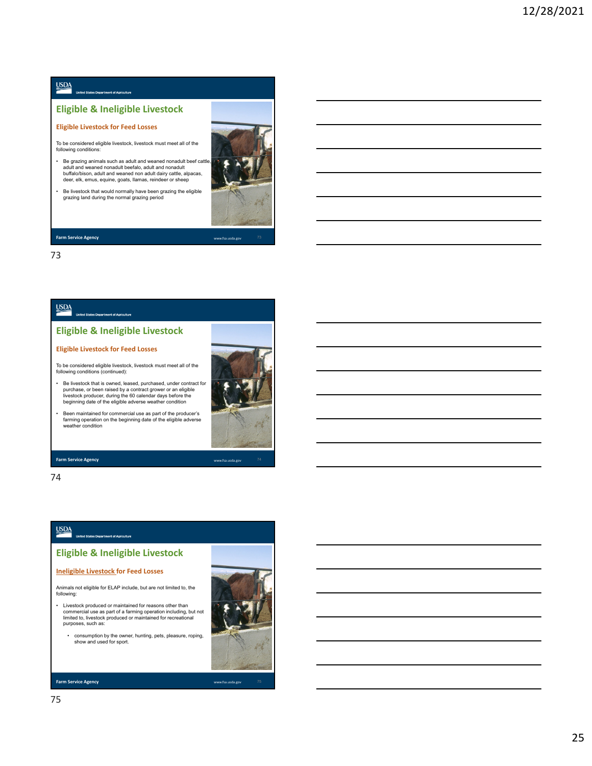## Eligible & Ineligible Livestock

### Eligible Livestock for Feed Losses

To be considered eligible livestock, livestock must meet all of the following conditions:

- Be grazing animals such as adult and weaned nonadult beef cattle, adult and weaned nonadult beefalo, adult and nonadult buffalo/bison, adult and weaned non adult dairy cattle, alpacas, deer, elk, emus, equine, goats, llamas, reindeer or sheep
- Be livestock that would normally have been grazing the eligible grazing land during the normal grazing period

## Eligible & Ineligible Livestock

### Eligible Livestock for Feed Losses

To be considered eligible livestock, livestock must meet all of the following conditions (continued):

- Be livestock that is owned, leased, purchased, under contract for purchase, or been raised by a contract grower or an eligible livestock producer, during the 60 calendar days before the beginning date of the eligible adverse weather condition
- Been maintained for commercial use as part of the producer's farming operation on the beginning date of the eligible adverse weather condition

## Eligible & Ineligible Livestock

### Ineligible Livestock for Feed Losses

Animals not eligible for ELAP include, but are not limited to, the following:

- Livestock produced or maintained for reasons other than commercial use as part of a farming operation including, but not limited to, livestock produced or maintained for recreational purposes, such as:
  - consumption by the owner, hunting, pets, pleasure, roping, show and used for sport.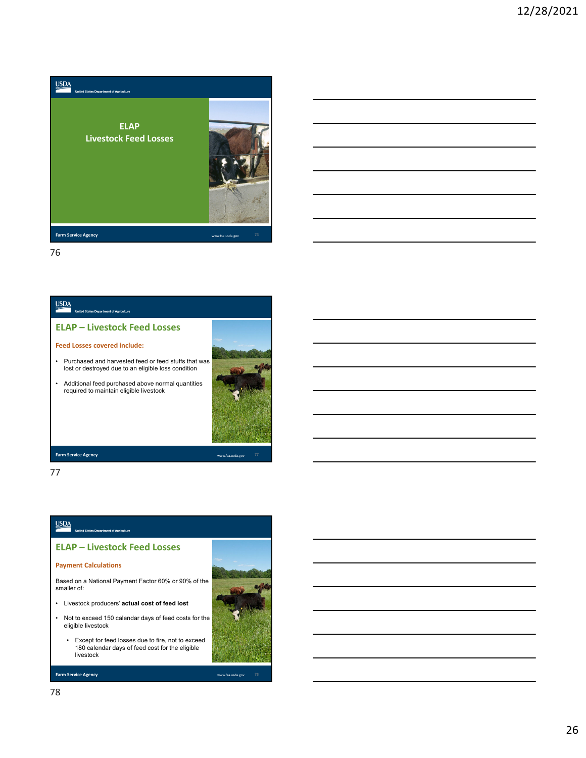# ELAP Livestock Feed Losses

## ELAP – Livestock Feed Losses

**Feed Losses covered include:**

- Purchased and harvested feed or feed stuffs that was lost or destroyed due to an eligible loss condition
- Additional feed purchased above normal quantities required to maintain eligible livestock

## ELAP – Livestock Feed Losses

**Payment Calculations**

Based on a National Payment Factor 60% or 90% of the smaller of:

- Livestock producers' **actual cost of feed lost**
- Not to exceed 150 calendar days of feed costs for the eligible livestock
    - Except for feed losses due to fire, not to exceed 180 calendar days of feed cost for the eligible livestock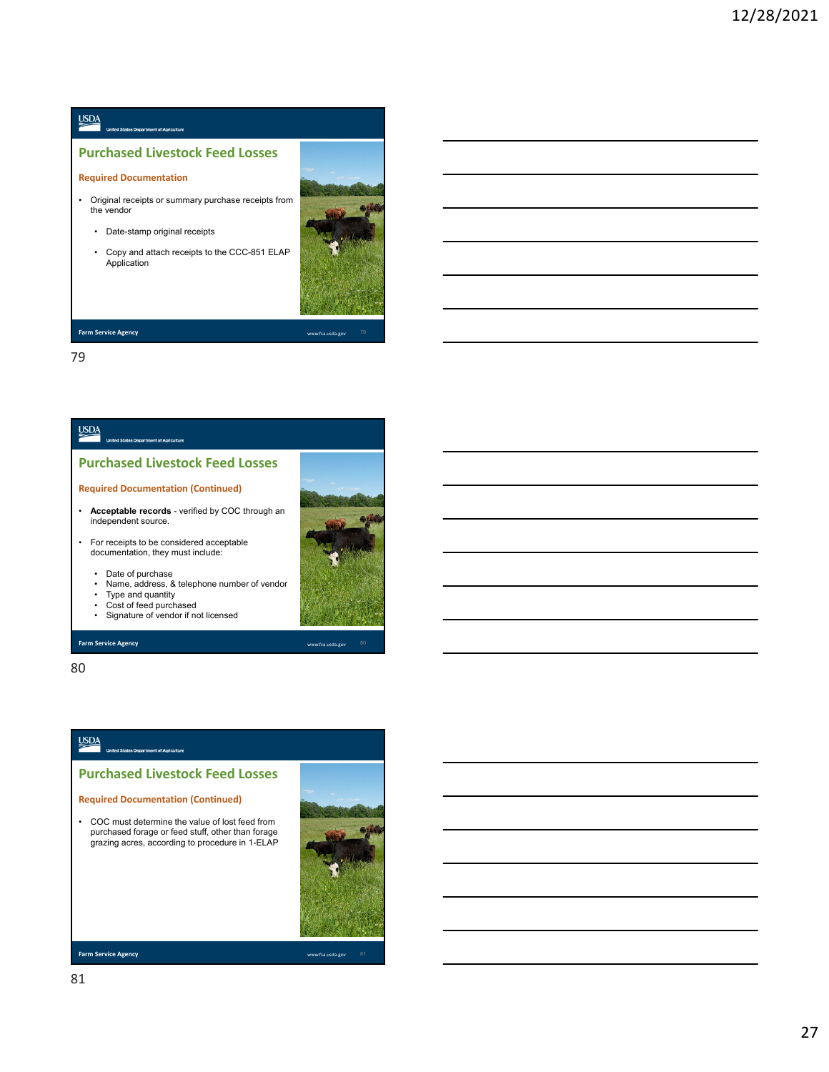## Purchased Livestock Feed Losses

### Required Documentation

- Original receipts or summary purchase receipts from the vendor
  - Date-stamp original receipts
  - Copy and attach receipts to the CCC-851 ELAP Application

## Purchased Livestock Feed Losses

### Required Documentation (Continued)

- **Acceptable records** - verified by COC through an independent source.
- For receipts to be considered acceptable documentation, they must include:
  - Date of purchase
  - Name, address, & telephone number of vendor
  - Type and quantity
  - Cost of feed purchased
  - Signature of vendor if not licensed

## Purchased Livestock Feed Losses

### Required Documentation (Continued)

- COC must determine the value of lost feed from purchased forage or feed stuff, other than forage grazing acres, according to procedure in 1-ELAP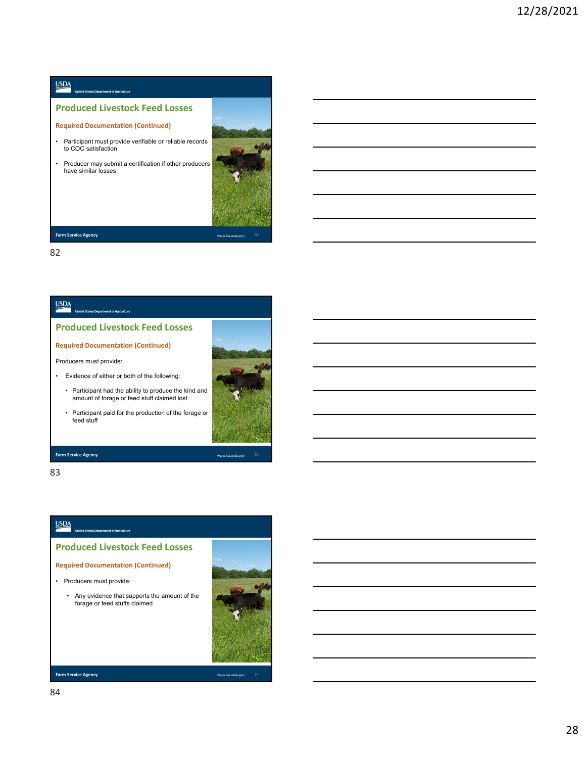## Produced Livestock Feed Losses

**Required Documentation (Continued)**

- Participant must provide verifiable or reliable records to COC satisfaction
- Producer may submit a certification if other producers have similar losses

## Produced Livestock Feed Losses

**Required Documentation (Continued)**

Producers must provide:

- Evidence of either or both of the following:
  - Participant had the ability to produce the kind and amount of forage or feed stuff claimed lost
  - Participant paid for the production of the forage or feed stuff

## Produced Livestock Feed Losses

**Required Documentation (Continued)**

- Producers must provide:
  - Any evidence that supports the amount of the forage or feed stuffs claimed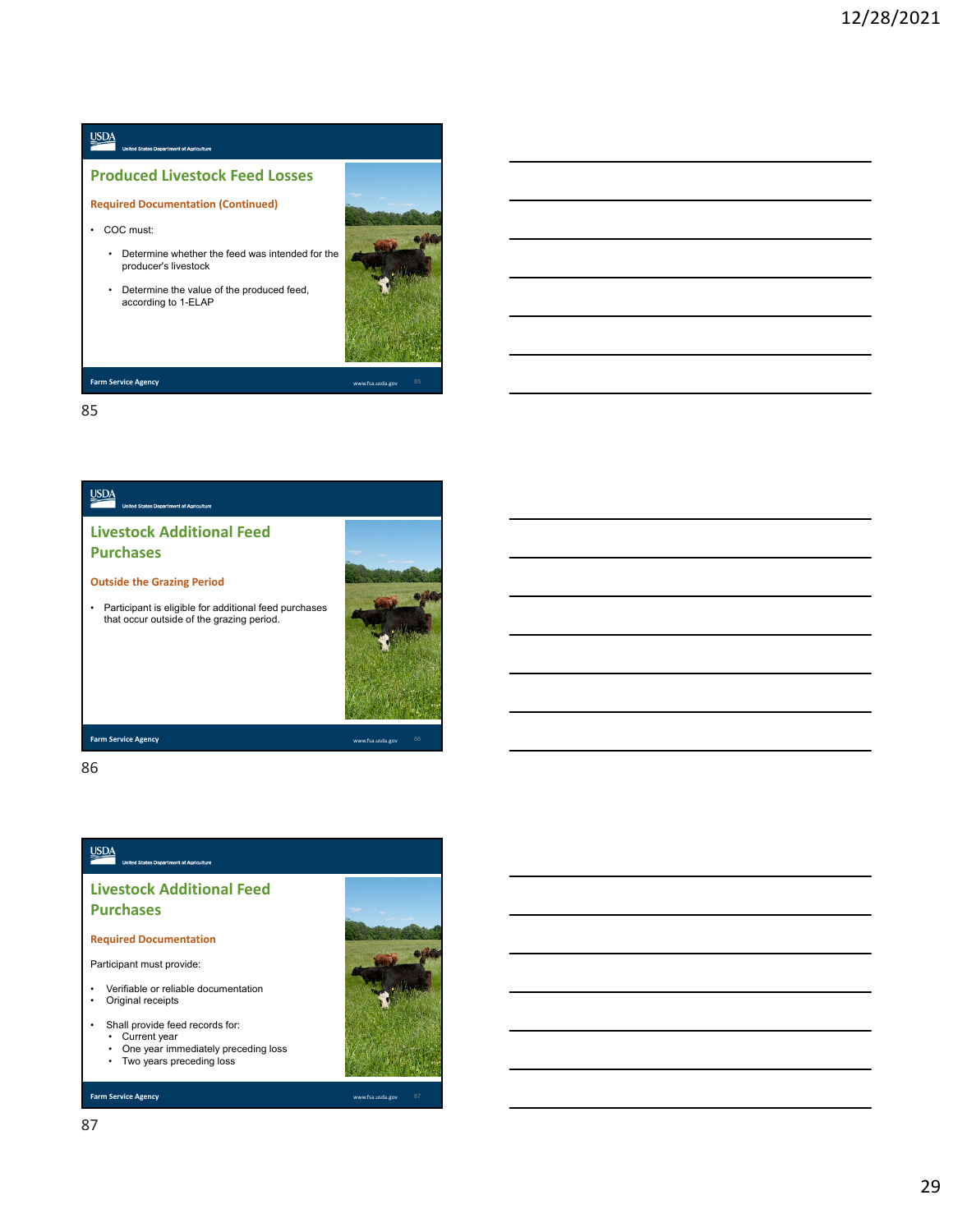## Produced Livestock Feed Losses

**Required Documentation (Continued)**

- COC must:
  - Determine whether the feed was intended for the producer's livestock
  - Determine the value of the produced feed, according to 1-ELAP

## Livestock Additional Feed Purchases

**Outside the Grazing Period**

- Participant is eligible for additional feed purchases that occur outside of the grazing period.

## Livestock Additional Feed Purchases

**Required Documentation**

Participant must provide:

- Verifiable or reliable documentation
- Original receipts
- Shall provide feed records for:
  - Current year
  - One year immediately preceding loss
  - Two years preceding loss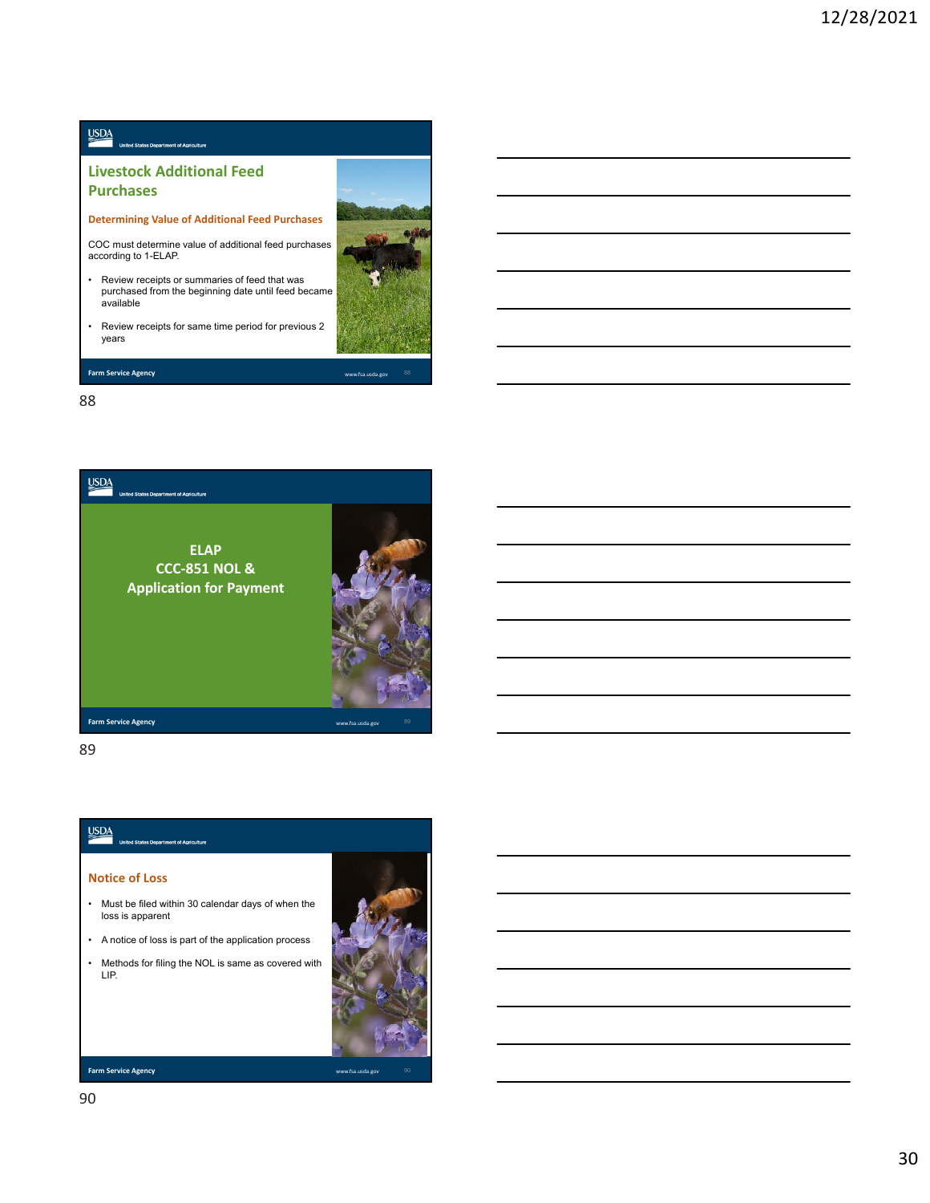## Livestock Additional Feed Purchases

### Determining Value of Additional Feed Purchases

COC must determine value of additional feed purchases according to 1-ELAP.

- Review receipts or summaries of feed that was purchased from the beginning date until feed became available
- Review receipts for same time period for previous 2 years

## ELAP CCC-851 NOL & Application for Payment

## Notice of Loss

- Must be filed within 30 calendar days of when the loss is apparent
- A notice of loss is part of the application process
- Methods for filing the NOL is same as covered with LIP.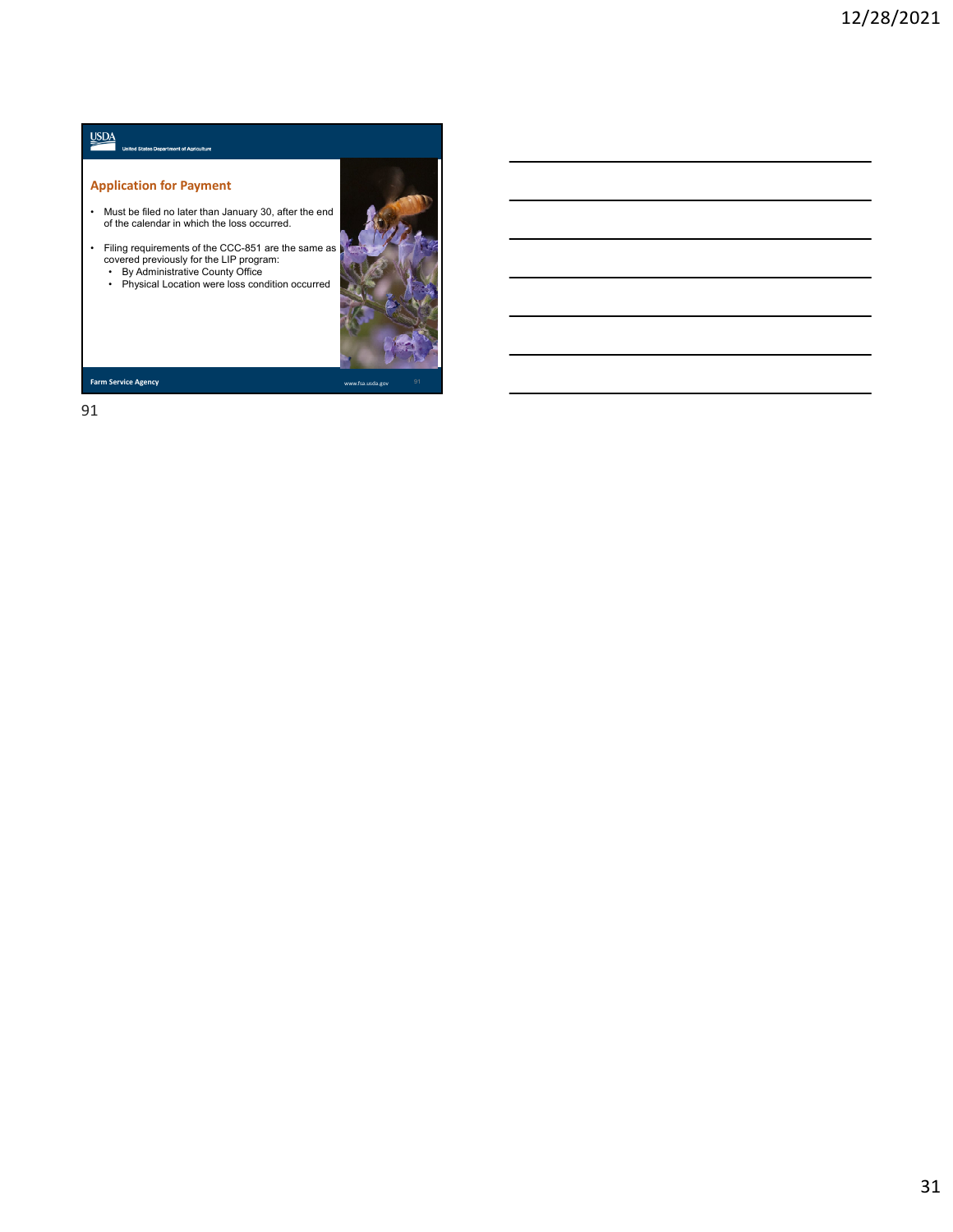## Application for Payment

- Must be filed no later than January 30, after the end of the calendar in which the loss occurred.
- Filing requirements of the CCC-851 are the same as covered previously for the LIP program:
  - By Administrative County Office
  - Physical Location were loss condition occurred